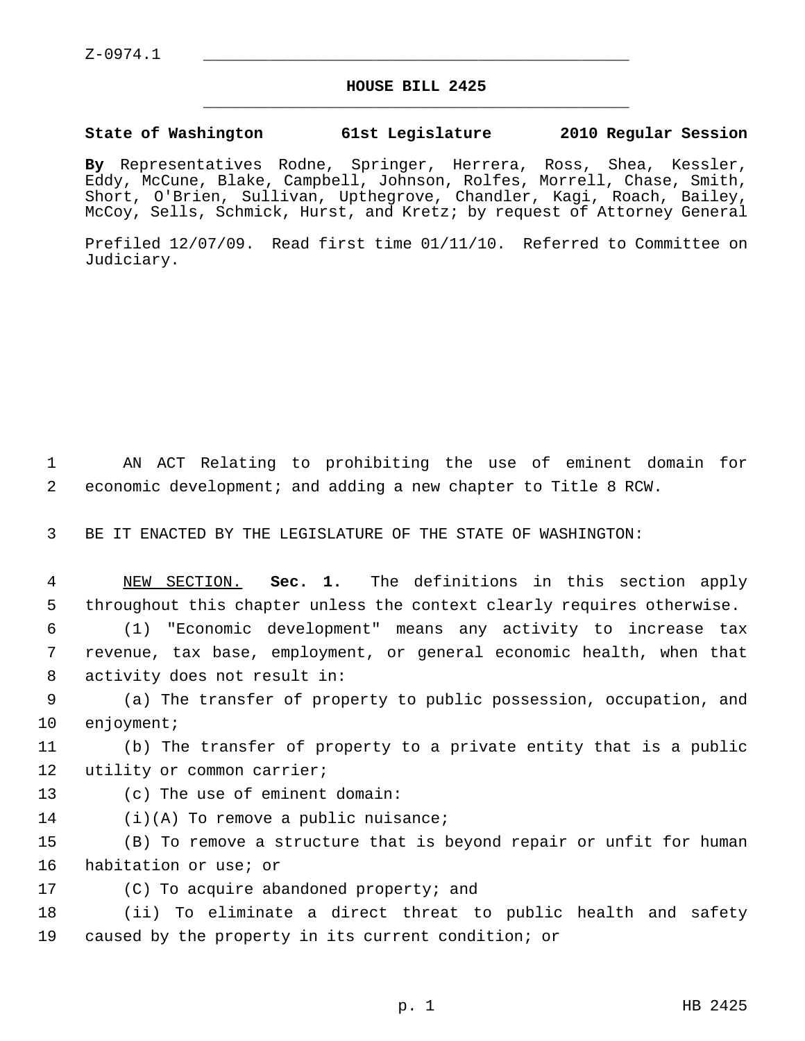Z-0974.1

## HOUSE BILL 2425

**State of Washington 61st Legislature 2010 Regular Session**

**By** Representatives Rodne, Springer, Herrera, Ross, Shea, Kessler, Eddy, McCune, Blake, Campbell, Johnson, Rolfes, Morrell, Chase, Smith, Short, O'Brien, Sullivan, Upthegrove, Chandler, Kagi, Roach, Bailey, McCoy, Sells, Schmick, Hurst, and Kretz; by request of Attorney General

Prefiled 12/07/09. Read first time 01/11/10. Referred to Committee on Judiciary.

AN ACT Relating to prohibiting the use of eminent domain for economic development; and adding a new chapter to Title 8 RCW.

BE IT ENACTED BY THE LEGISLATURE OF THE STATE OF WASHINGTON:

NEW SECTION. **Sec. 1.** The definitions in this section apply throughout this chapter unless the context clearly requires otherwise.

(1) "Economic development" means any activity to increase tax revenue, tax base, employment, or general economic health, when that activity does not result in:

(a) The transfer of property to public possession, occupation, and enjoyment;

(b) The transfer of property to a private entity that is a public utility or common carrier;

(c) The use of eminent domain:

(i)(A) To remove a public nuisance;

(B) To remove a structure that is beyond repair or unfit for human habitation or use; or

(C) To acquire abandoned property; and

(ii) To eliminate a direct threat to public health and safety caused by the property in its current condition; or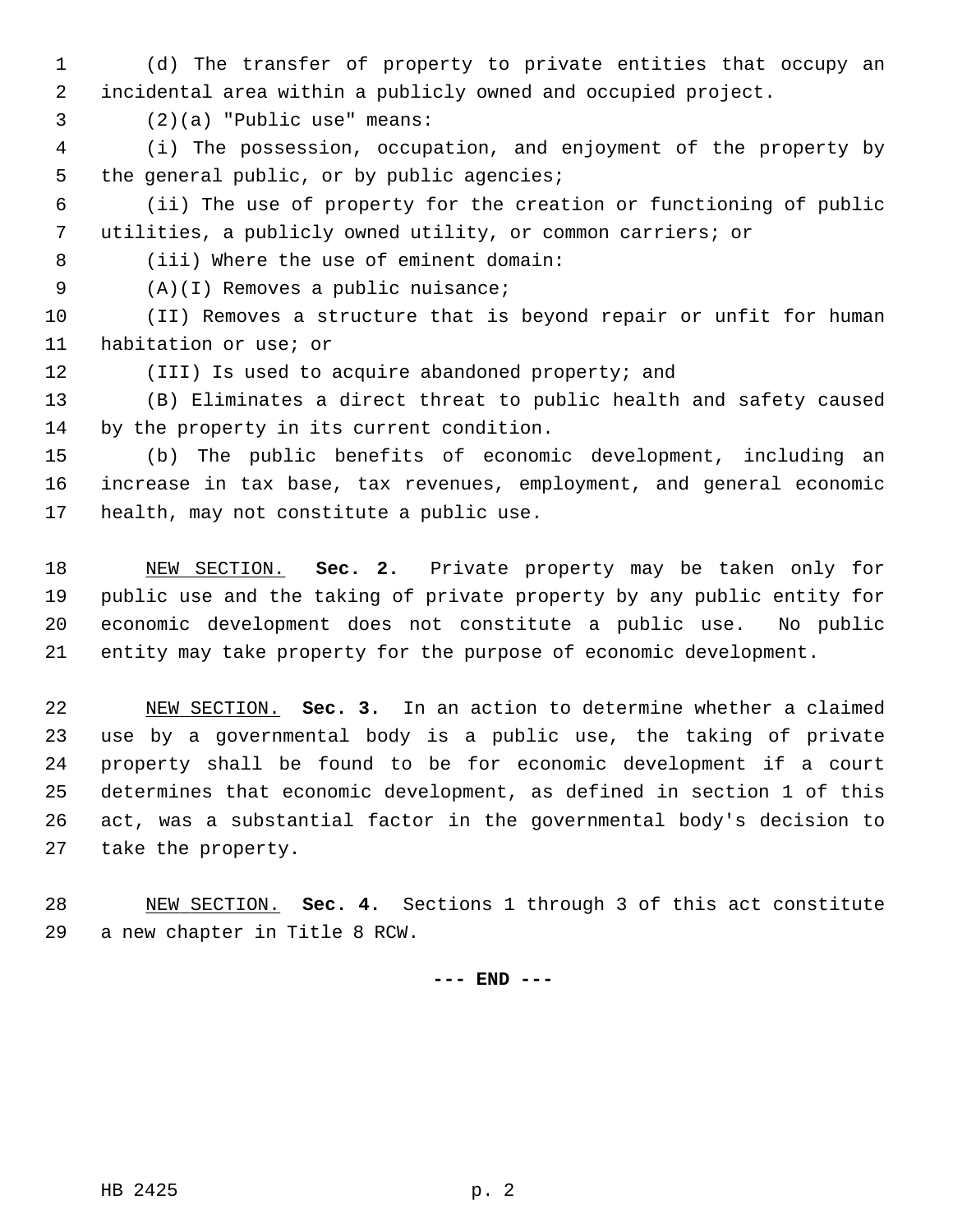(d) The transfer of property to private entities that occupy an incidental area within a publicly owned and occupied project.

(2)(a) "Public use" means:

(i) The possession, occupation, and enjoyment of the property by the general public, or by public agencies;

(ii) The use of property for the creation or functioning of public utilities, a publicly owned utility, or common carriers; or

(iii) Where the use of eminent domain:

(A)(I) Removes a public nuisance;

(II) Removes a structure that is beyond repair or unfit for human habitation or use; or

(III) Is used to acquire abandoned property; and

(B) Eliminates a direct threat to public health and safety caused by the property in its current condition.

(b) The public benefits of economic development, including an increase in tax base, tax revenues, employment, and general economic health, may not constitute a public use.

NEW SECTION. **Sec. 2.** Private property may be taken only for public use and the taking of private property by any public entity for economic development does not constitute a public use. No public entity may take property for the purpose of economic development.

NEW SECTION. **Sec. 3.** In an action to determine whether a claimed use by a governmental body is a public use, the taking of private property shall be found to be for economic development if a court determines that economic development, as defined in section 1 of this act, was a substantial factor in the governmental body's decision to take the property.

NEW SECTION. **Sec. 4.** Sections 1 through 3 of this act constitute a new chapter in Title 8 RCW.

**--- END ---**